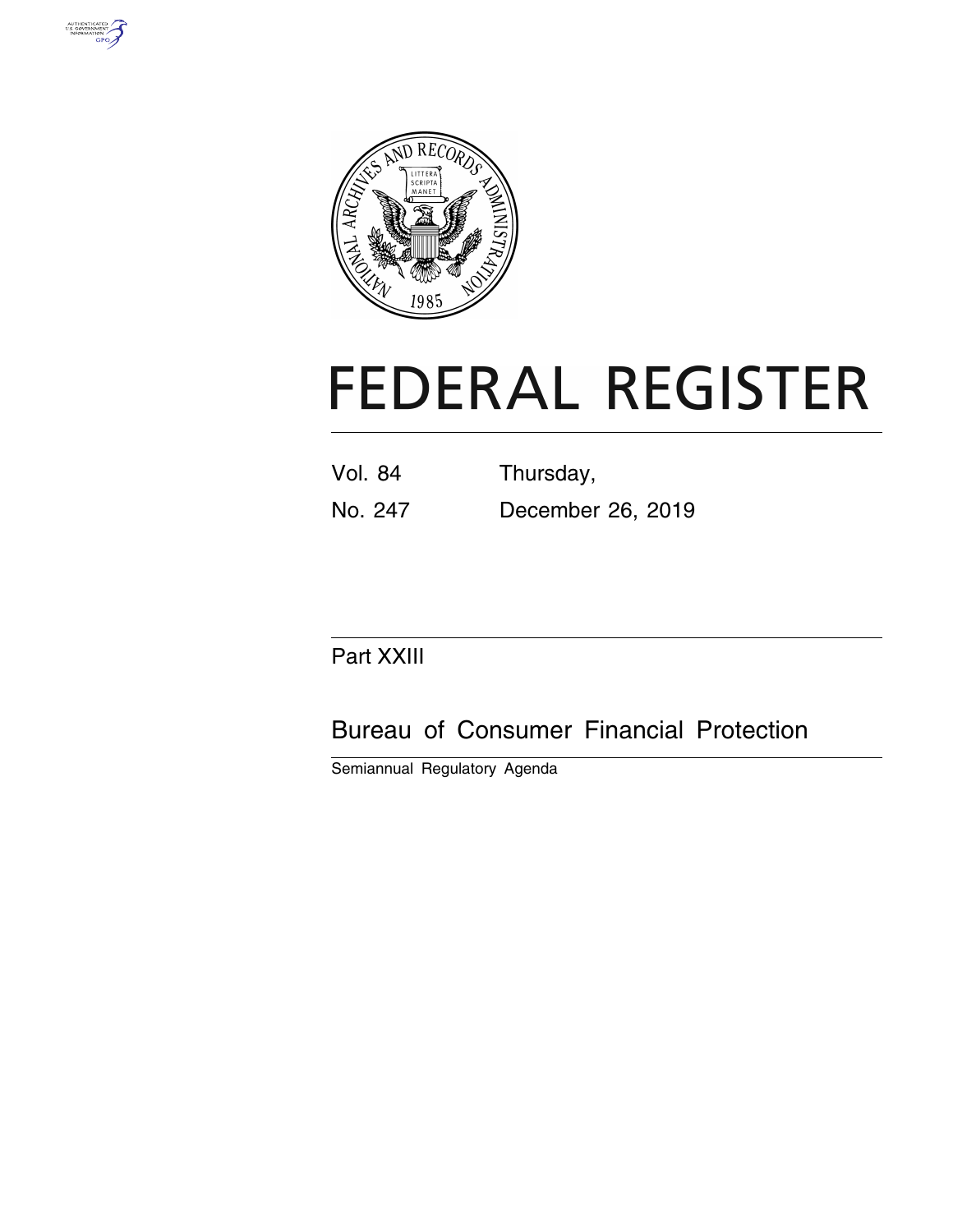# FEDERAL REGISTER

Vol. 84 Thursday,

No. 247 December 26, 2019

Part XXIII

## Bureau of Consumer Financial Protection

Semiannual Regulatory Agenda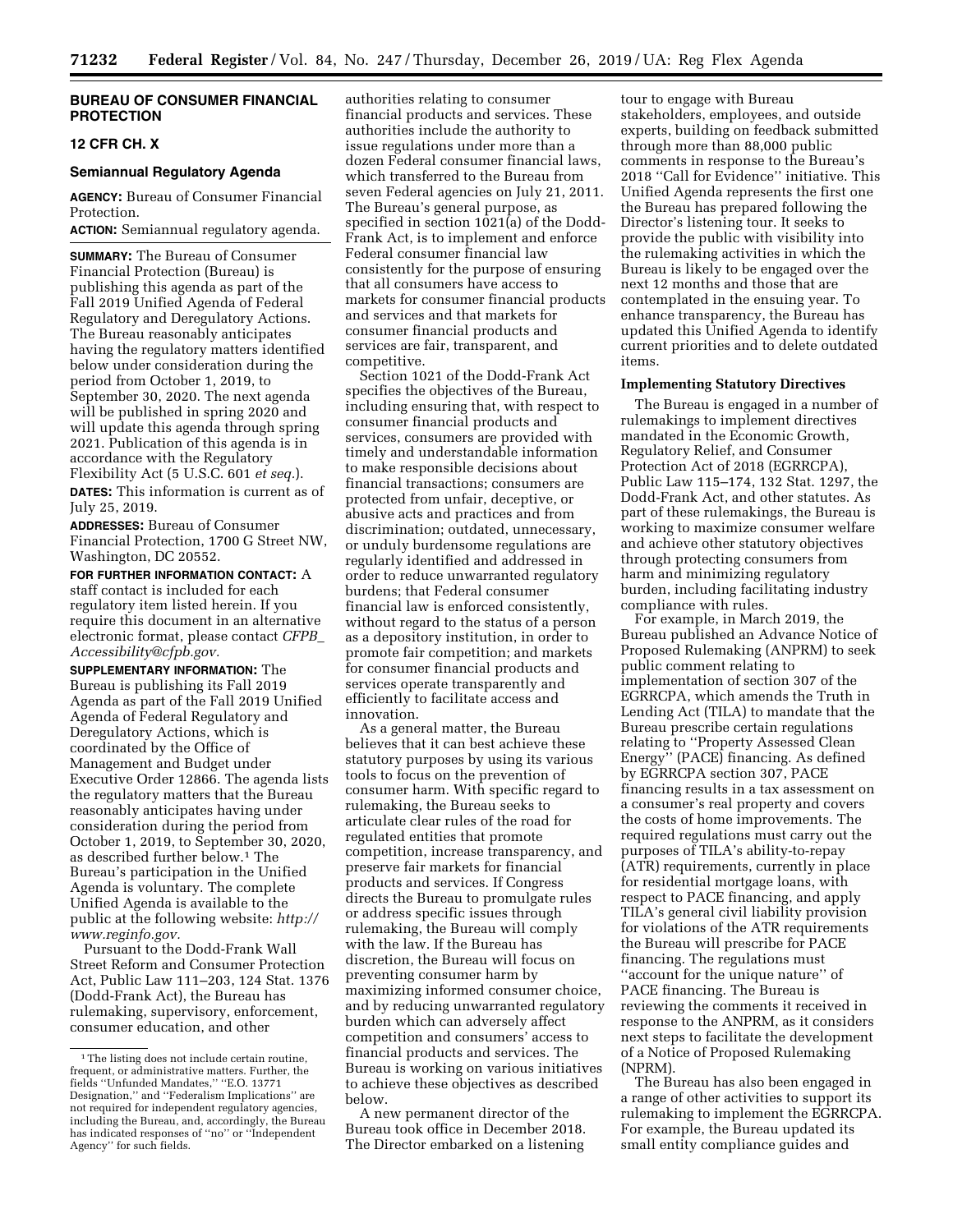## BUREAU OF CONSUMER FINANCIAL PROTECTION

### 12 CFR CH. X

### Semiannual Regulatory Agenda

**AGENCY:** Bureau of Consumer Financial Protection.

**ACTION:** Semiannual regulatory agenda.

**SUMMARY:** The Bureau of Consumer Financial Protection (Bureau) is publishing this agenda as part of the Fall 2019 Unified Agenda of Federal Regulatory and Deregulatory Actions. The Bureau reasonably anticipates having the regulatory matters identified below under consideration during the period from October 1, 2019, to September 30, 2020. The next agenda will be published in spring 2020 and will update this agenda through spring 2021. Publication of this agenda is in accordance with the Regulatory Flexibility Act (5 U.S.C. 601 *et seq.*).

**DATES:** This information is current as of July 25, 2019.

**ADDRESSES:** Bureau of Consumer Financial Protection, 1700 G Street NW, Washington, DC 20552.

**FOR FURTHER INFORMATION CONTACT:** A staff contact is included for each regulatory item listed herein. If you require this document in an alternative electronic format, please contact *CFPB_Accessibility@cfpb.gov.*

**SUPPLEMENTARY INFORMATION:** The Bureau is publishing its Fall 2019 Agenda as part of the Fall 2019 Unified Agenda of Federal Regulatory and Deregulatory Actions, which is coordinated by the Office of Management and Budget under Executive Order 12866. The agenda lists the regulatory matters that the Bureau reasonably anticipates having under consideration during the period from October 1, 2019, to September 30, 2020, as described further below.[1] The Bureau's participation in the Unified Agenda is voluntary. The complete Unified Agenda is available to the public at the following website: *http://www.reginfo.gov.*

Pursuant to the Dodd-Frank Wall Street Reform and Consumer Protection Act, Public Law 111–203, 124 Stat. 1376 (Dodd-Frank Act), the Bureau has rulemaking, supervisory, enforcement, consumer education, and other authorities relating to consumer financial products and services. These authorities include the authority to issue regulations under more than a dozen Federal consumer financial laws, which transferred to the Bureau from seven Federal agencies on July 21, 2011. The Bureau's general purpose, as specified in section 1021(a) of the Dodd-Frank Act, is to implement and enforce Federal consumer financial law consistently for the purpose of ensuring that all consumers have access to markets for consumer financial products and services and that markets for consumer financial products and services are fair, transparent, and competitive.

Section 1021 of the Dodd-Frank Act specifies the objectives of the Bureau, including ensuring that, with respect to consumer financial products and services, consumers are provided with timely and understandable information to make responsible decisions about financial transactions; consumers are protected from unfair, deceptive, or abusive acts and practices and from discrimination; outdated, unnecessary, or unduly burdensome regulations are regularly identified and addressed in order to reduce unwarranted regulatory burdens; that Federal consumer financial law is enforced consistently, without regard to the status of a person as a depository institution, in order to promote fair competition; and markets for consumer financial products and services operate transparently and efficiently to facilitate access and innovation.

As a general matter, the Bureau believes that it can best achieve these statutory purposes by using its various tools to focus on the prevention of consumer harm. With specific regard to rulemaking, the Bureau seeks to articulate clear rules of the road for regulated entities that promote competition, increase transparency, and preserve fair markets for financial products and services. If Congress directs the Bureau to promulgate rules or address specific issues through rulemaking, the Bureau will comply with the law. If the Bureau has discretion, the Bureau will focus on preventing consumer harm by maximizing informed consumer choice, and by reducing unwarranted regulatory burden which can adversely affect competition and consumers' access to financial products and services. The Bureau is working on various initiatives to achieve these objectives as described below.

A new permanent director of the Bureau took office in December 2018. The Director embarked on a listening tour to engage with Bureau stakeholders, employees, and outside experts, building on feedback submitted through more than 88,000 public comments in response to the Bureau's 2018 ''Call for Evidence'' initiative. This Unified Agenda represents the first one the Bureau has prepared following the Director's listening tour. It seeks to provide the public with visibility into the rulemaking activities in which the Bureau is likely to be engaged over the next 12 months and those that are contemplated in the ensuing year. To enhance transparency, the Bureau has updated this Unified Agenda to identify current priorities and to delete outdated items.

#### Implementing Statutory Directives

The Bureau is engaged in a number of rulemakings to implement directives mandated in the Economic Growth, Regulatory Relief, and Consumer Protection Act of 2018 (EGRRCPA), Public Law 115–174, 132 Stat. 1297, the Dodd-Frank Act, and other statutes. As part of these rulemakings, the Bureau is working to maximize consumer welfare and achieve other statutory objectives through protecting consumers from harm and minimizing regulatory burden, including facilitating industry compliance with rules.

For example, in March 2019, the Bureau published an Advance Notice of Proposed Rulemaking (ANPRM) to seek public comment relating to implementation of section 307 of the EGRRCPA, which amends the Truth in Lending Act (TILA) to mandate that the Bureau prescribe certain regulations relating to ''Property Assessed Clean Energy'' (PACE) financing. As defined by EGRRCPA section 307, PACE financing results in a tax assessment on a consumer's real property and covers the costs of home improvements. The required regulations must carry out the purposes of TILA's ability-to-repay (ATR) requirements, currently in place for residential mortgage loans, with respect to PACE financing, and apply TILA's general civil liability provision for violations of the ATR requirements the Bureau will prescribe for PACE financing. The regulations must ''account for the unique nature'' of PACE financing. The Bureau is reviewing the comments it received in response to the ANPRM, as it considers next steps to facilitate the development of a Notice of Proposed Rulemaking (NPRM).

The Bureau has also been engaged in a range of other activities to support its rulemaking to implement the EGRRCPA. For example, the Bureau updated its small entity compliance guides and

[1] The listing does not include certain routine, frequent, or administrative matters. Further, the fields ''Unfunded Mandates,'' ''E.O. 13771 Designation,'' and ''Federalism Implications'' are not required for independent regulatory agencies, including the Bureau, and, accordingly, the Bureau has indicated responses of ''no'' or ''Independent Agency'' for such fields.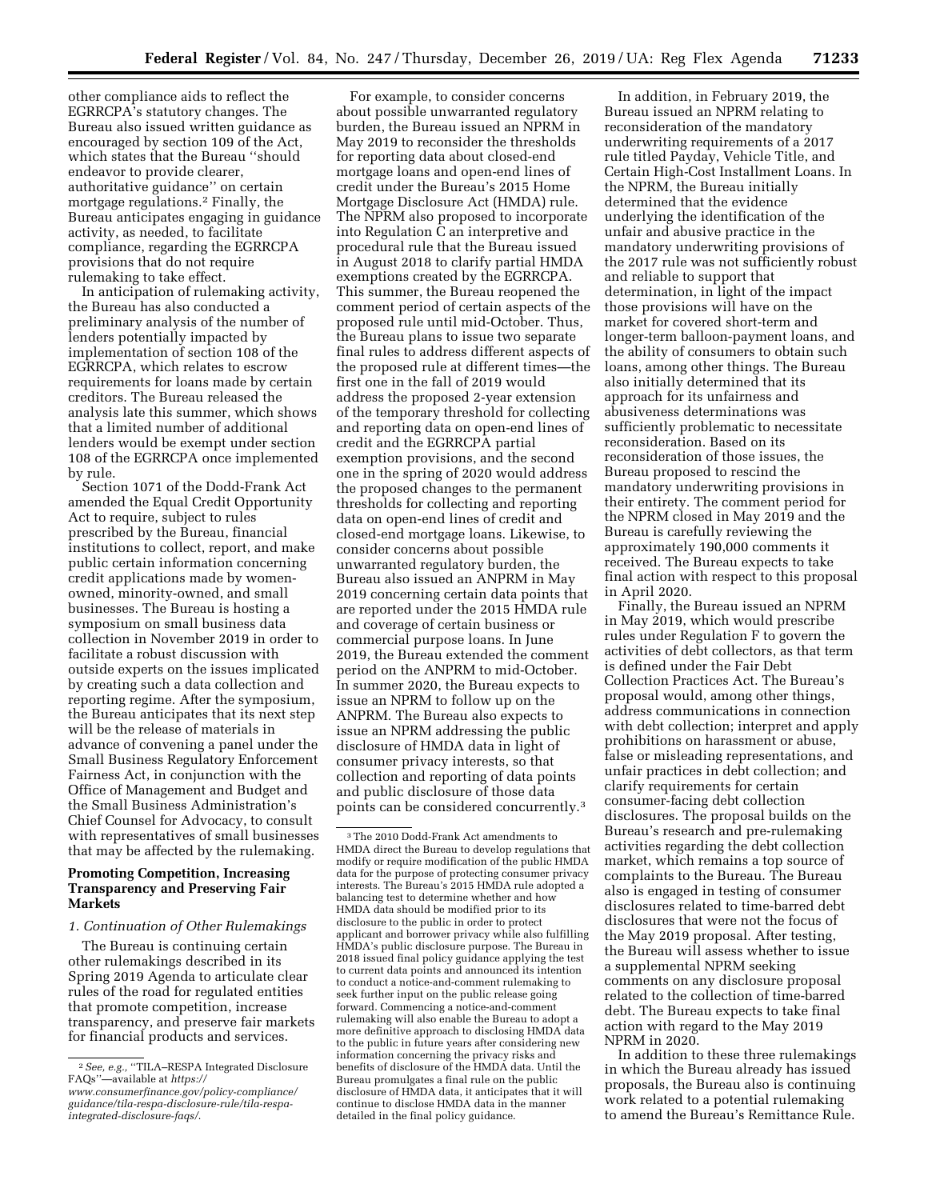other compliance aids to reflect the EGRRCPA's statutory changes. The Bureau also issued written guidance as encouraged by section 109 of the Act, which states that the Bureau ''should endeavor to provide clearer, authoritative guidance'' on certain mortgage regulations.[2] Finally, the Bureau anticipates engaging in guidance activity, as needed, to facilitate compliance, regarding the EGRRCPA provisions that do not require rulemaking to take effect.

In anticipation of rulemaking activity, the Bureau has also conducted a preliminary analysis of the number of lenders potentially impacted by implementation of section 108 of the EGRRCPA, which relates to escrow requirements for loans made by certain creditors. The Bureau released the analysis late this summer, which shows that a limited number of additional lenders would be exempt under section 108 of the EGRRCPA once implemented by rule.

Section 1071 of the Dodd-Frank Act amended the Equal Credit Opportunity Act to require, subject to rules prescribed by the Bureau, financial institutions to collect, report, and make public certain information concerning credit applications made by women-owned, minority-owned, and small businesses. The Bureau is hosting a symposium on small business data collection in November 2019 in order to facilitate a robust discussion with outside experts on the issues implicated by creating such a data collection and reporting regime. After the symposium, the Bureau anticipates that its next step will be the release of materials in advance of convening a panel under the Small Business Regulatory Enforcement Fairness Act, in conjunction with the Office of Management and Budget and the Small Business Administration's Chief Counsel for Advocacy, to consult with representatives of small businesses that may be affected by the rulemaking.

## Promoting Competition, Increasing Transparency and Preserving Fair Markets

### *1. Continuation of Other Rulemakings*

The Bureau is continuing certain other rulemakings described in its Spring 2019 Agenda to articulate clear rules of the road for regulated entities that promote competition, increase transparency, and preserve fair markets for financial products and services.

For example, to consider concerns about possible unwarranted regulatory burden, the Bureau issued an NPRM in May 2019 to reconsider the thresholds for reporting data about closed-end mortgage loans and open-end lines of credit under the Bureau's 2015 Home Mortgage Disclosure Act (HMDA) rule. The NPRM also proposed to incorporate into Regulation C an interpretive and procedural rule that the Bureau issued in August 2018 to clarify partial HMDA exemptions created by the EGRRCPA. This summer, the Bureau reopened the comment period of certain aspects of the proposed rule until mid-October. Thus, the Bureau plans to issue two separate final rules to address different aspects of the proposed rule at different times—the first one in the fall of 2019 would address the proposed 2-year extension of the temporary threshold for collecting and reporting data on open-end lines of credit and the EGRRCPA partial exemption provisions, and the second one in the spring of 2020 would address the proposed changes to the permanent thresholds for collecting and reporting data on open-end lines of credit and closed-end mortgage loans. Likewise, to consider concerns about possible unwarranted regulatory burden, the Bureau also issued an ANPRM in May 2019 concerning certain data points that are reported under the 2015 HMDA rule and coverage of certain business or commercial purpose loans. In June 2019, the Bureau extended the comment period on the ANPRM to mid-October. In summer 2020, the Bureau expects to issue an NPRM to follow up on the ANPRM. The Bureau also expects to issue an NPRM addressing the public disclosure of HMDA data in light of consumer privacy interests, so that collection and reporting of data points and public disclosure of those data points can be considered concurrently.[3]

In addition, in February 2019, the Bureau issued an NPRM relating to reconsideration of the mandatory underwriting requirements of a 2017 rule titled Payday, Vehicle Title, and Certain High-Cost Installment Loans. In the NPRM, the Bureau initially determined that the evidence underlying the identification of the unfair and abusive practice in the mandatory underwriting provisions of the 2017 rule was not sufficiently robust and reliable to support that determination, in light of the impact those provisions will have on the market for covered short-term and longer-term balloon-payment loans, and the ability of consumers to obtain such loans, among other things. The Bureau also initially determined that its approach for its unfairness and abusiveness determinations was sufficiently problematic to necessitate reconsideration. Based on its reconsideration of those issues, the Bureau proposed to rescind the mandatory underwriting provisions in their entirety. The comment period for the NPRM closed in May 2019 and the Bureau is carefully reviewing the approximately 190,000 comments it received. The Bureau expects to take final action with respect to this proposal in April 2020.

Finally, the Bureau issued an NPRM in May 2019, which would prescribe rules under Regulation F to govern the activities of debt collectors, as that term is defined under the Fair Debt Collection Practices Act. The Bureau's proposal would, among other things, address communications in connection with debt collection; interpret and apply prohibitions on harassment or abuse, false or misleading representations, and unfair practices in debt collection; and clarify requirements for certain consumer-facing debt collection disclosures. The proposal builds on the Bureau's research and pre-rulemaking activities regarding the debt collection market, which remains a top source of complaints to the Bureau. The Bureau also is engaged in testing of consumer disclosures related to time-barred debt disclosures that were not the focus of the May 2019 proposal. After testing, the Bureau will assess whether to issue a supplemental NPRM seeking comments on any disclosure proposal related to the collection of time-barred debt. The Bureau expects to take final action with regard to the May 2019 NPRM in 2020.

In addition to these three rulemakings in which the Bureau already has issued proposals, the Bureau also is continuing work related to a potential rulemaking to amend the Bureau's Remittance Rule.

---

[2] *See, e.g.,* ''TILA–RESPA Integrated Disclosure FAQs''—available at *https://www.consumerfinance.gov/policy-compliance/guidance/tila-respa-disclosure-rule/tila-respa-integrated-disclosure-faqs/.*

[3] The 2010 Dodd-Frank Act amendments to HMDA direct the Bureau to develop regulations that modify or require modification of the public HMDA data for the purpose of protecting consumer privacy interests. The Bureau's 2015 HMDA rule adopted a balancing test to determine whether and how HMDA data should be modified prior to its disclosure to the public in order to protect applicant and borrower privacy while also fulfilling HMDA's public disclosure purpose. The Bureau in 2018 issued final policy guidance applying the test to current data points and announced its intention to conduct a notice-and-comment rulemaking to seek further input on the public release going forward. Commencing a notice-and-comment rulemaking will also enable the Bureau to adopt a more definitive approach to disclosing HMDA data to the public in future years after considering new information concerning the privacy risks and benefits of disclosure of the HMDA data. Until the Bureau promulgates a final rule on the public disclosure of HMDA data, it anticipates that it will continue to disclose HMDA data in the manner detailed in the final policy guidance.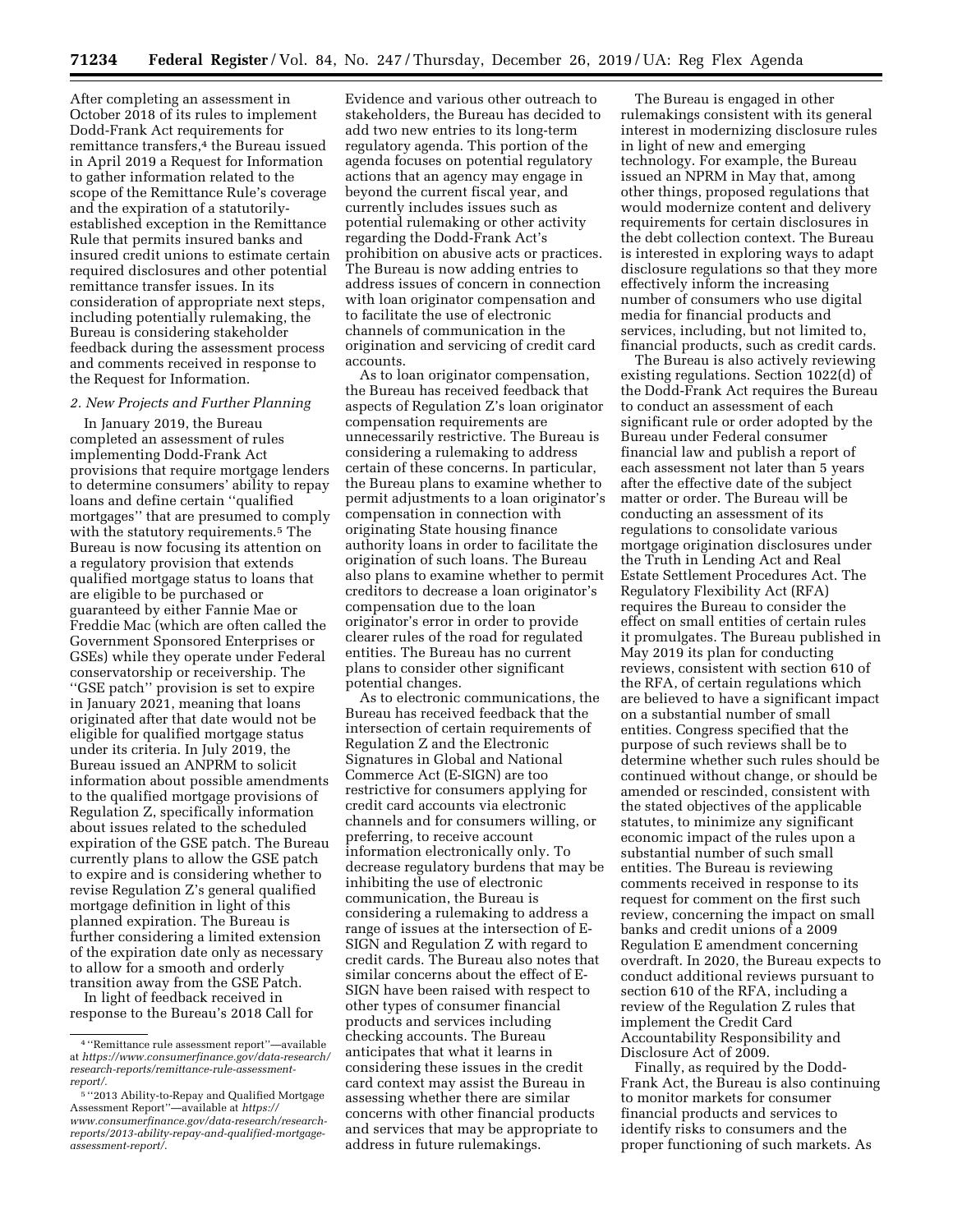After completing an assessment in October 2018 of its rules to implement Dodd-Frank Act requirements for remittance transfers,[4] the Bureau issued in April 2019 a Request for Information to gather information related to the scope of the Remittance Rule's coverage and the expiration of a statutorily-established exception in the Remittance Rule that permits insured banks and insured credit unions to estimate certain required disclosures and other potential remittance transfer issues. In its consideration of appropriate next steps, including potentially rulemaking, the Bureau is considering stakeholder feedback during the assessment process and comments received in response to the Request for Information.

*2. New Projects and Further Planning*

In January 2019, the Bureau completed an assessment of rules implementing Dodd-Frank Act provisions that require mortgage lenders to determine consumers' ability to repay loans and define certain ''qualified mortgages'' that are presumed to comply with the statutory requirements.[5] The Bureau is now focusing its attention on a regulatory provision that extends qualified mortgage status to loans that are eligible to be purchased or guaranteed by either Fannie Mae or Freddie Mac (which are often called the Government Sponsored Enterprises or GSEs) while they operate under Federal conservatorship or receivership. The ''GSE patch'' provision is set to expire in January 2021, meaning that loans originated after that date would not be eligible for qualified mortgage status under its criteria. In July 2019, the Bureau issued an ANPRM to solicit information about possible amendments to the qualified mortgage provisions of Regulation Z, specifically information about issues related to the scheduled expiration of the GSE patch. The Bureau currently plans to allow the GSE patch to expire and is considering whether to revise Regulation Z's general qualified mortgage definition in light of this planned expiration. The Bureau is further considering a limited extension of the expiration date only as necessary to allow for a smooth and orderly transition away from the GSE Patch.

In light of feedback received in response to the Bureau's 2018 Call for Evidence and various other outreach to stakeholders, the Bureau has decided to add two new entries to its long-term regulatory agenda. This portion of the agenda focuses on potential regulatory actions that an agency may engage in beyond the current fiscal year, and currently includes issues such as potential rulemaking or other activity regarding the Dodd-Frank Act's prohibition on abusive acts or practices. The Bureau is now adding entries to address issues of concern in connection with loan originator compensation and to facilitate the use of electronic channels of communication in the origination and servicing of credit card accounts.

As to loan originator compensation, the Bureau has received feedback that aspects of Regulation Z's loan originator compensation requirements are unnecessarily restrictive. The Bureau is considering a rulemaking to address certain of these concerns. In particular, the Bureau plans to examine whether to permit adjustments to a loan originator's compensation in connection with originating State housing finance authority loans in order to facilitate the origination of such loans. The Bureau also plans to examine whether to permit creditors to decrease a loan originator's compensation due to the loan originator's error in order to provide clearer rules of the road for regulated entities. The Bureau has no current plans to consider other significant potential changes.

As to electronic communications, the Bureau has received feedback that the intersection of certain requirements of Regulation Z and the Electronic Signatures in Global and National Commerce Act (E-SIGN) are too restrictive for consumers applying for credit card accounts via electronic channels and for consumers willing, or preferring, to receive account information electronically only. To decrease regulatory burdens that may be inhibiting the use of electronic communication, the Bureau is considering a rulemaking to address a range of issues at the intersection of E-SIGN and Regulation Z with regard to credit cards. The Bureau also notes that similar concerns about the effect of E-SIGN have been raised with respect to other types of consumer financial products and services including checking accounts. The Bureau anticipates that what it learns in considering these issues in the credit card context may assist the Bureau in assessing whether there are similar concerns with other financial products and services that may be appropriate to address in future rulemakings.

The Bureau is engaged in other rulemakings consistent with its general interest in modernizing disclosure rules in light of new and emerging technology. For example, the Bureau issued an NPRM in May that, among other things, proposed regulations that would modernize content and delivery requirements for certain disclosures in the debt collection context. The Bureau is interested in exploring ways to adapt disclosure regulations so that they more effectively inform the increasing number of consumers who use digital media for financial products and services, including, but not limited to, financial products, such as credit cards.

The Bureau is also actively reviewing existing regulations. Section 1022(d) of the Dodd-Frank Act requires the Bureau to conduct an assessment of each significant rule or order adopted by the Bureau under Federal consumer financial law and publish a report of each assessment not later than 5 years after the effective date of the subject matter or order. The Bureau will be conducting an assessment of its regulations to consolidate various mortgage origination disclosures under the Truth in Lending Act and Real Estate Settlement Procedures Act. The Regulatory Flexibility Act (RFA) requires the Bureau to consider the effect on small entities of certain rules it promulgates. The Bureau published in May 2019 its plan for conducting reviews, consistent with section 610 of the RFA, of certain regulations which are believed to have a significant impact on a substantial number of small entities. Congress specified that the purpose of such reviews shall be to determine whether such rules should be continued without change, or should be amended or rescinded, consistent with the stated objectives of the applicable statutes, to minimize any significant economic impact of the rules upon a substantial number of such small entities. The Bureau is reviewing comments received in response to its request for comment on the first such review, concerning the impact on small banks and credit unions of a 2009 Regulation E amendment concerning overdraft. In 2020, the Bureau expects to conduct additional reviews pursuant to section 610 of the RFA, including a review of the Regulation Z rules that implement the Credit Card Accountability Responsibility and Disclosure Act of 2009.

Finally, as required by the Dodd-Frank Act, the Bureau is also continuing to monitor markets for consumer financial products and services to identify risks to consumers and the proper functioning of such markets. As

---

[4] ''Remittance rule assessment report''—available at *https://www.consumerfinance.gov/data-research/research-reports/remittance-rule-assessment-report/*.

[5] ''2013 Ability-to-Repay and Qualified Mortgage Assessment Report''—available at *https://www.consumerfinance.gov/data-research/research-reports/2013-ability-repay-and-qualified-mortgage-assessment-report/*.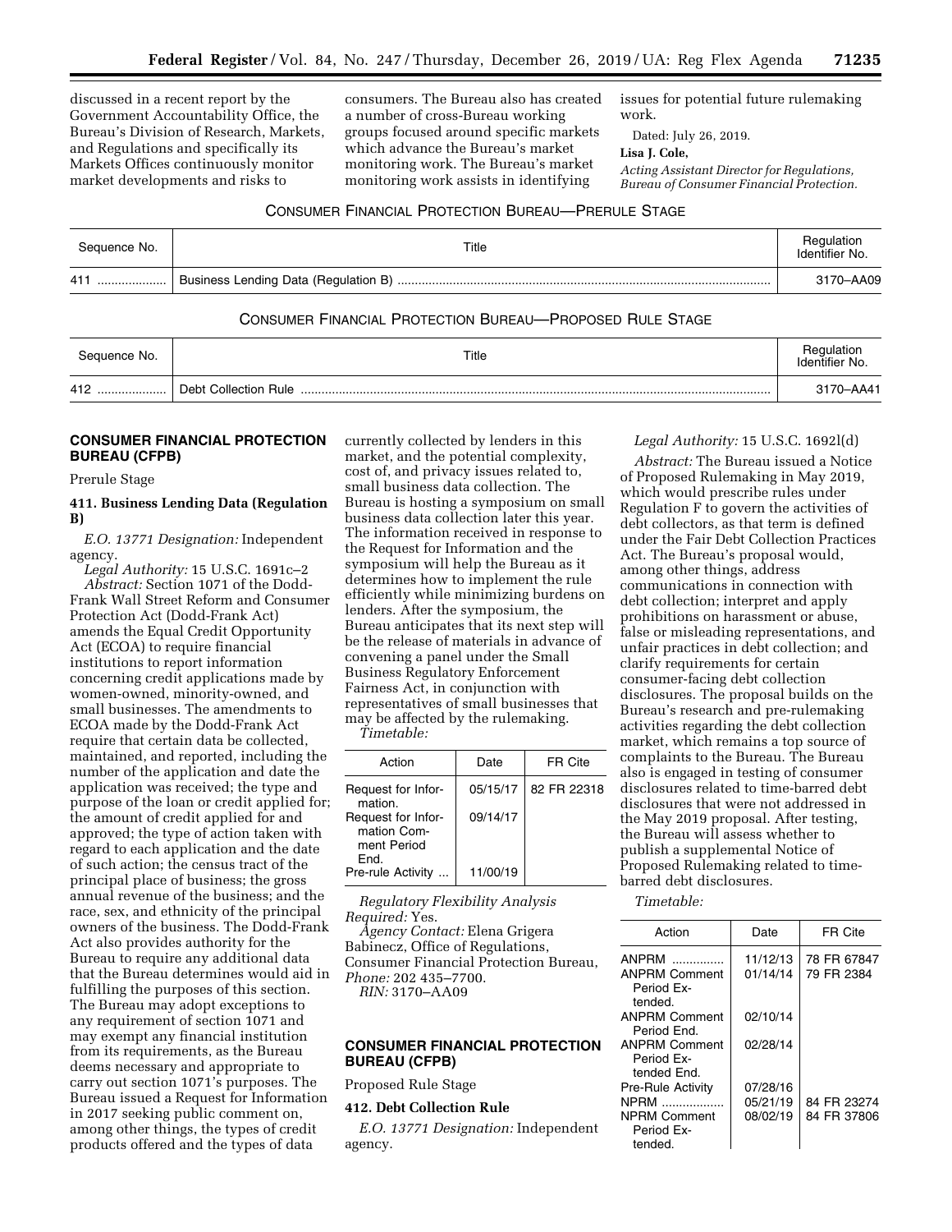discussed in a recent report by the Government Accountability Office, the Bureau's Division of Research, Markets, and Regulations and specifically its Markets Offices continuously monitor market developments and risks to consumers. The Bureau also has created a number of cross-Bureau working groups focused around specific markets which advance the Bureau's market monitoring work. The Bureau's market monitoring work assists in identifying issues for potential future rulemaking work.

Dated: July 26, 2019.

**Lisa J. Cole,**

*Acting Assistant Director for Regulations, Bureau of Consumer Financial Protection.*

CONSUMER FINANCIAL PROTECTION BUREAU—PRERULE STAGE

| Sequence No. | Title | Regulation Identifier No. |
|---|---|---|
| 411 | Business Lending Data (Regulation B) | 3170–AA09 |

CONSUMER FINANCIAL PROTECTION BUREAU—PROPOSED RULE STAGE

| Sequence No. | Title | Regulation Identifier No. |
|---|---|---|
| 412 | Debt Collection Rule | 3170–AA41 |

**CONSUMER FINANCIAL PROTECTION BUREAU (CFPB)**

Prerule Stage

**411. Business Lending Data (Regulation B)**

*E.O. 13771 Designation:* Independent agency.

*Legal Authority:* 15 U.S.C. 1691c–2

*Abstract:* Section 1071 of the Dodd-Frank Wall Street Reform and Consumer Protection Act (Dodd-Frank Act) amends the Equal Credit Opportunity Act (ECOA) to require financial institutions to report information concerning credit applications made by women-owned, minority-owned, and small businesses. The amendments to ECOA made by the Dodd-Frank Act require that certain data be collected, maintained, and reported, including the number of the application and date the application was received; the type and purpose of the loan or credit applied for; the amount of credit applied for and approved; the type of action taken with regard to each application and the date of such action; the census tract of the principal place of business; the gross annual revenue of the business; and the race, sex, and ethnicity of the principal owners of the business. The Dodd-Frank Act also provides authority for the Bureau to require any additional data that the Bureau determines would aid in fulfilling the purposes of this section. The Bureau may adopt exceptions to any requirement of section 1071 and may exempt any financial institution from its requirements, as the Bureau deems necessary and appropriate to carry out section 1071's purposes. The Bureau issued a Request for Information in 2017 seeking public comment on, among other things, the types of credit products offered and the types of data currently collected by lenders in this market, and the potential complexity, cost of, and privacy issues related to, small business data collection. The Bureau is hosting a symposium on small business data collection later this year. The information received in response to the Request for Information and the symposium will help the Bureau as it determines how to implement the rule efficiently while minimizing burdens on lenders. After the symposium, the Bureau anticipates that its next step will be the release of materials in advance of convening a panel under the Small Business Regulatory Enforcement Fairness Act, in conjunction with representatives of small businesses that may be affected by the rulemaking.

*Timetable:*

| Action | Date | FR Cite |
|---|---|---|
| Request for Information. | 05/15/17 | 82 FR 22318 |
| Request for Information Comment Period End. | 09/14/17 | |
| Pre-rule Activity | 11/00/19 | |

*Regulatory Flexibility Analysis Required:* Yes.

*Agency Contact:* Elena Grigera Babinecz, Office of Regulations, Consumer Financial Protection Bureau, *Phone:* 202 435–7700.

*RIN:* 3170–AA09

**CONSUMER FINANCIAL PROTECTION BUREAU (CFPB)**

Proposed Rule Stage

**412. Debt Collection Rule**

*E.O. 13771 Designation:* Independent agency.

*Legal Authority:* 15 U.S.C. 1692l(d)

*Abstract:* The Bureau issued a Notice of Proposed Rulemaking in May 2019, which would prescribe rules under Regulation F to govern the activities of debt collectors, as that term is defined under the Fair Debt Collection Practices Act. The Bureau's proposal would, among other things, address communications in connection with debt collection; interpret and apply prohibitions on harassment or abuse, false or misleading representations, and unfair practices in debt collection; and clarify requirements for certain consumer-facing debt collection disclosures. The proposal builds on the Bureau's research and pre-rulemaking activities regarding the debt collection market, which remains a top source of complaints to the Bureau. The Bureau also is engaged in testing of consumer disclosures related to time-barred debt disclosures that were not addressed in the May 2019 proposal. After testing, the Bureau will assess whether to publish a supplemental Notice of Proposed Rulemaking related to time-barred debt disclosures.

*Timetable:*

| Action | Date | FR Cite |
|---|---|---|
| ANPRM | 11/12/13 | 78 FR 67847 |
| ANPRM Comment Period Extended. | 01/14/14 | 79 FR 2384 |
| ANPRM Comment Period End. | 02/10/14 | |
| ANPRM Comment Period Extended End. | 02/28/14 | |
| Pre-Rule Activity | 07/28/16 | |
| NPRM | 05/21/19 | 84 FR 23274 |
| NPRM Comment Period Extended. | 08/02/19 | 84 FR 37806 |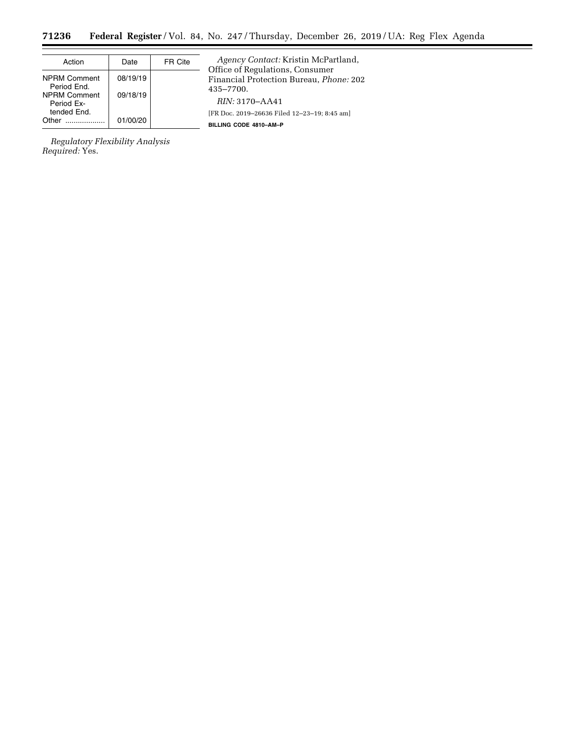| Action | Date | FR Cite |
|---|---|---|
| NPRM Comment Period End. | 08/19/19 | |
| NPRM Comment Period Extended End. | 09/18/19 | |
| Other | 01/00/20 | |

*Regulatory Flexibility Analysis Required:* Yes.

*Agency Contact:* Kristin McPartland, Office of Regulations, Consumer Financial Protection Bureau, *Phone:* 202 435–7700.

*RIN:* 3170–AA41

[FR Doc. 2019–26636 Filed 12–23–19; 8:45 am]

**BILLING CODE 4810–AM–P**